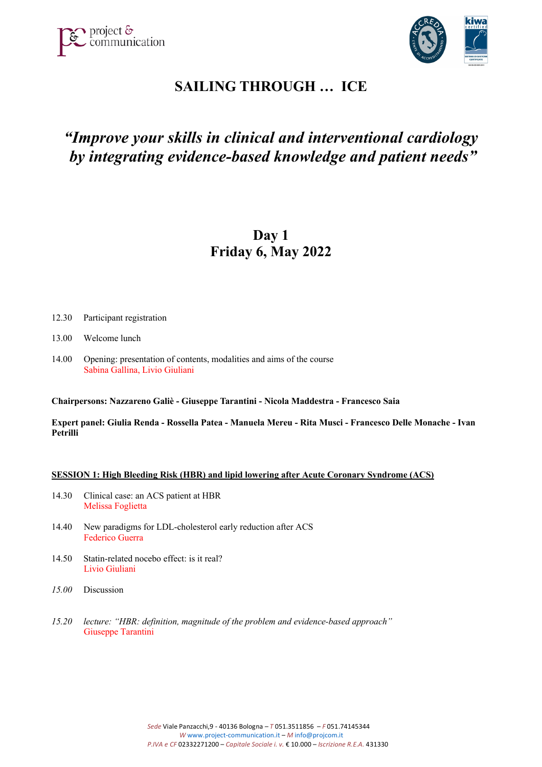# SAILING THROUGH … ICE

## *"Improve your skills in clinical and interventional cardiology by integrating evidence-based knowledge and patient needs"*

## Day 1
## Friday 6, May 2022

12.30 Participant registration

13.00 Welcome lunch

14.00 Opening: presentation of contents, modalities and aims of the course
Sabina Gallina, Livio Giuliani

**Chairpersons: Nazzareno Galiè - Giuseppe Tarantini - Nicola Maddestra - Francesco Saia**

**Expert panel: Giulia Renda - Rossella Patea - Manuela Mereu - Rita Musci - Francesco Delle Monache - Ivan Petrilli**

**SESSION 1: High Bleeding Risk (HBR) and lipid lowering after Acute Coronary Syndrome (ACS)**

14.30 Clinical case: an ACS patient at HBR
Melissa Foglietta

14.40 New paradigms for LDL-cholesterol early reduction after ACS
Federico Guerra

14.50 Statin-related nocebo effect: is it real?
Livio Giuliani

*15.00* Discussion

*15.20* *lecture: "HBR: definition, magnitude of the problem and evidence-based approach"*
Giuseppe Tarantini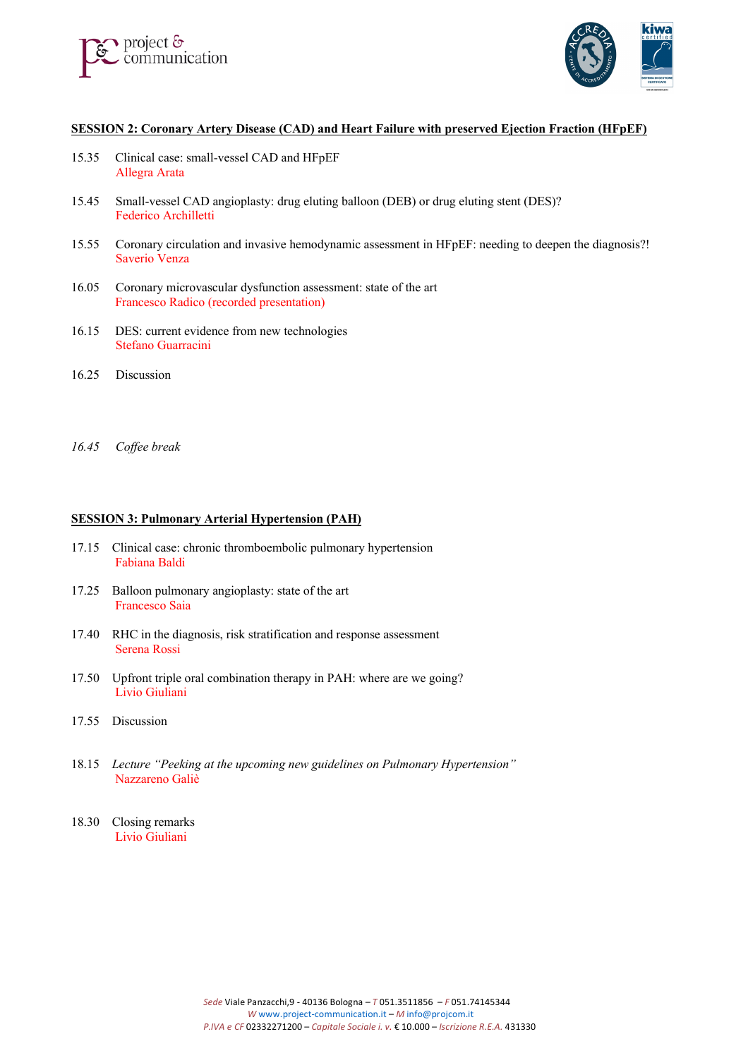## SESSION 2: Coronary Artery Disease (CAD) and Heart Failure with preserved Ejection Fraction (HFpEF)

15.35 Clinical case: small-vessel CAD and HFpEF
Allegra Arata

15.45 Small-vessel CAD angioplasty: drug eluting balloon (DEB) or drug eluting stent (DES)?
Federico Archilletti

15.55 Coronary circulation and invasive hemodynamic assessment in HFpEF: needing to deepen the diagnosis?!
Saverio Venza

16.05 Coronary microvascular dysfunction assessment: state of the art
Francesco Radico (recorded presentation)

16.15 DES: current evidence from new technologies
Stefano Guarracini

16.25 Discussion

*16.45 Coffee break*

## SESSION 3: Pulmonary Arterial Hypertension (PAH)

17.15 Clinical case: chronic thromboembolic pulmonary hypertension
Fabiana Baldi

17.25 Balloon pulmonary angioplasty: state of the art
Francesco Saia

17.40 RHC in the diagnosis, risk stratification and response assessment
Serena Rossi

17.50 Upfront triple oral combination therapy in PAH: where are we going?
Livio Giuliani

17.55 Discussion

18.15 *Lecture "Peeking at the upcoming new guidelines on Pulmonary Hypertension"*
Nazzareno Galiè

18.30 Closing remarks
Livio Giuliani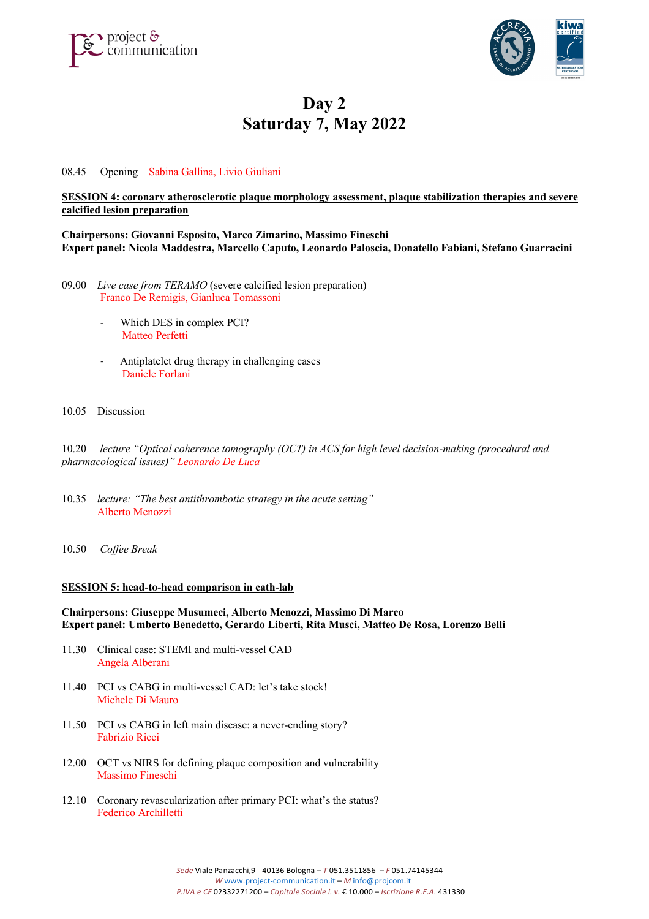# Day 2
# Saturday 7, May 2022

08.45 Opening Sabina Gallina, Livio Giuliani

**SESSION 4: coronary atherosclerotic plaque morphology assessment, plaque stabilization therapies and severe calcified lesion preparation**

**Chairpersons: Giovanni Esposito, Marco Zimarino, Massimo Fineschi**
**Expert panel: Nicola Maddestra, Marcello Caputo, Leonardo Paloscia, Donatello Fabiani, Stefano Guarracini**

09.00 *Live case from TERAMO* (severe calcified lesion preparation)
Franco De Remigis, Gianluca Tomassoni

- Which DES in complex PCI?
  Matteo Perfetti

- Antiplatelet drug therapy in challenging cases
  Daniele Forlani

10.05 Discussion

10.20 *lecture "Optical coherence tomography (OCT) in ACS for high level decision-making (procedural and pharmacological issues)" Leonardo De Luca*

10.35 *lecture: "The best antithrombotic strategy in the acute setting"*
Alberto Menozzi

10.50 *Coffee Break*

**SESSION 5: head-to-head comparison in cath-lab**

**Chairpersons: Giuseppe Musumeci, Alberto Menozzi, Massimo Di Marco**
**Expert panel: Umberto Benedetto, Gerardo Liberti, Rita Musci, Matteo De Rosa, Lorenzo Belli**

11.30 Clinical case: STEMI and multi-vessel CAD
Angela Alberani

11.40 PCI vs CABG in multi-vessel CAD: let's take stock!
Michele Di Mauro

11.50 PCI vs CABG in left main disease: a never-ending story?
Fabrizio Ricci

12.00 OCT vs NIRS for defining plaque composition and vulnerability
Massimo Fineschi

12.10 Coronary revascularization after primary PCI: what's the status?
Federico Archilletti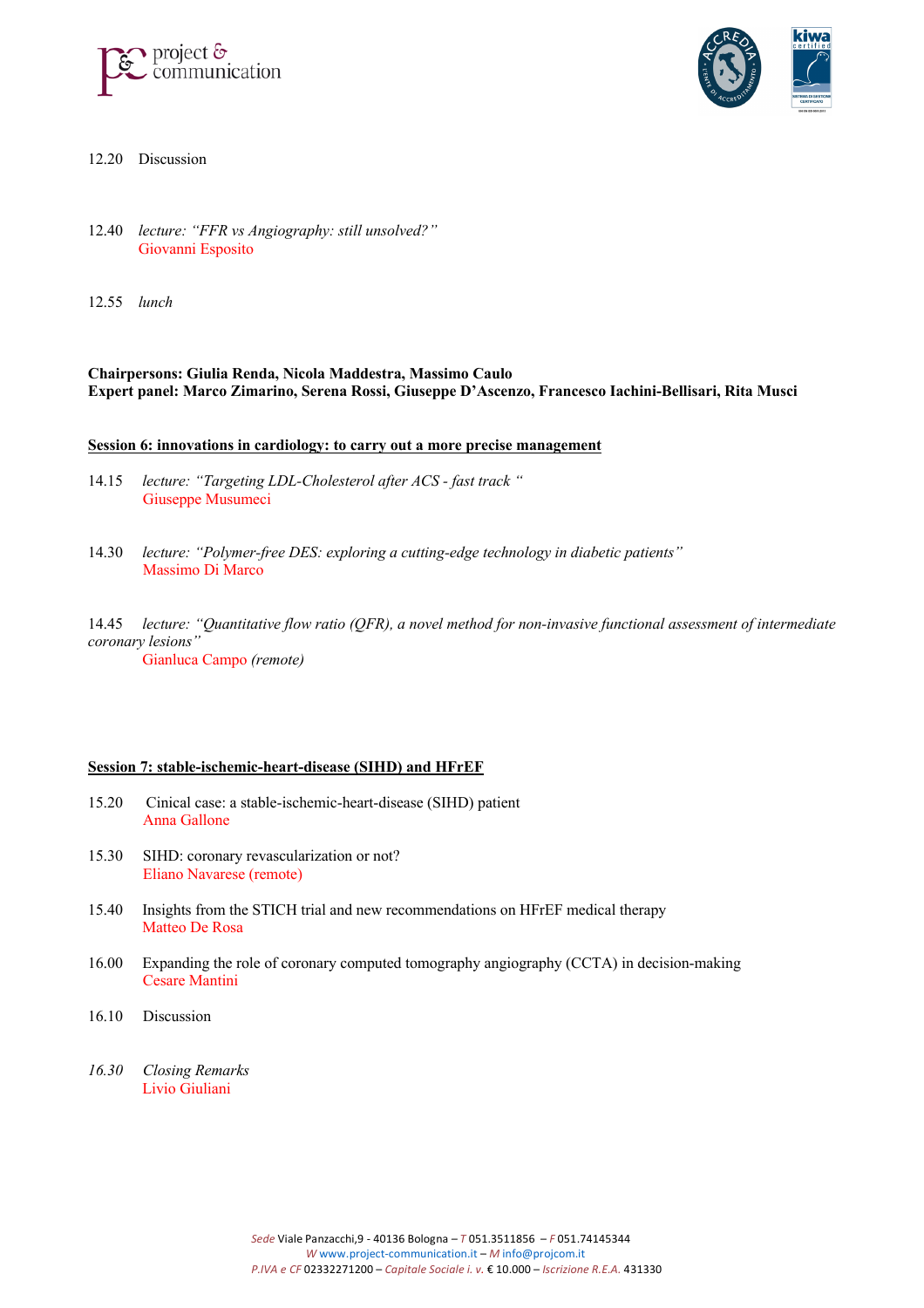12.20 Discussion

12.40 *lecture: "FFR vs Angiography: still unsolved?"*
Giovanni Esposito

12.55 *lunch*

**Chairpersons: Giulia Renda, Nicola Maddestra, Massimo Caulo**
**Expert panel: Marco Zimarino, Serena Rossi, Giuseppe D'Ascenzo, Francesco Iachini-Bellisari, Rita Musci**

**Session 6: innovations in cardiology: to carry out a more precise management**

14.15 *lecture: "Targeting LDL-Cholesterol after ACS - fast track "*
Giuseppe Musumeci

14.30 *lecture: "Polymer-free DES: exploring a cutting-edge technology in diabetic patients"*
Massimo Di Marco

14.45 *lecture: "Quantitative flow ratio (QFR), a novel method for non-invasive functional assessment of intermediate coronary lesions"*
Gianluca Campo *(remote)*

**Session 7: stable-ischemic-heart-disease (SIHD) and HFrEF**

15.20 Cinical case: a stable-ischemic-heart-disease (SIHD) patient
Anna Gallone

15.30 SIHD: coronary revascularization or not?
Eliano Navarese (remote)

15.40 Insights from the STICH trial and new recommendations on HFrEF medical therapy
Matteo De Rosa

16.00 Expanding the role of coronary computed tomography angiography (CCTA) in decision-making
Cesare Mantini

16.10 Discussion

*16.30 Closing Remarks*
Livio Giuliani